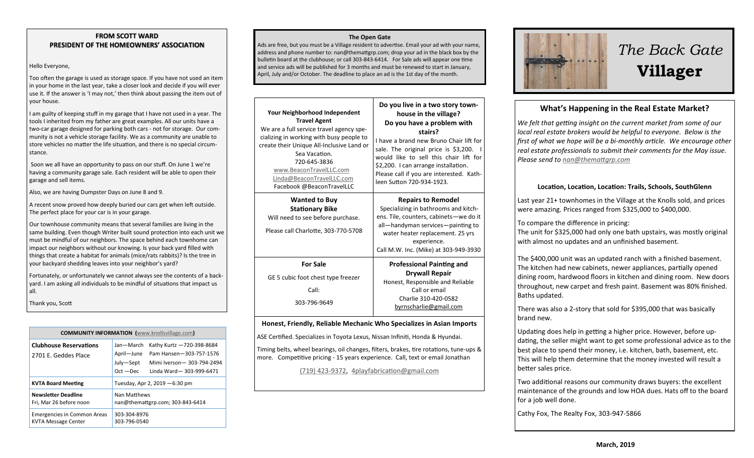# The Back Gate Villager

## FROM SCOTT WARD
## PRESIDENT OF THE HOMEOWNERS' ASSOCIATION

Hello Everyone,

Too often the garage is used as storage space. If you have not used an item in your home in the last year, take a closer look and decide if you will ever use it. If the answer is 'I may not,' then think about passing the item out of your house.

I am guilty of keeping stuff in my garage that I have not used in a year. The tools I inherited from my father are great examples. All our units have a two-car garage designed for parking both cars - not for storage. Our community is not a vehicle storage facility. We as a community are unable to store vehicles no matter the life situation, and there is no special circumstance.

Soon we all have an opportunity to pass on our stuff. On June 1 we're having a community garage sale. Each resident will be able to open their garage and sell items.

Also, we are having Dumpster Days on June 8 and 9.

A recent snow proved how deeply buried our cars get when left outside. The perfect place for your car is in your garage.

Our townhouse community means that several families are living in the same building. Even though Writer built sound protection into each unit we must be mindful of our neighbors. The space behind each townhome can impact our neighbors without our knowing. Is your back yard filled with things that create a habitat for animals (mice/rats rabbits)? Is the tree in your backyard shedding leaves into your neighbor's yard?

Fortunately, or unfortunately we cannot always see the contents of a backyard. I am asking all individuals to be mindful of situations that impact us all.

Thank you, Scott

| COMMUNITY INFORMATION (www.knollsvillage.com) | |
|---|---|
| **Clubhouse Reservations** 2701 E. Geddes Place | Jan—March Kathy Kurtz —720-398-8684<br>April—June Pam Hansen—303-757-1576<br>July—Sept Mimi Iverson— 303-794-2494<br>Oct —Dec Linda Ward— 303-999-6471 |
| **KVTA Board Meeting** | Tuesday, Apr 2, 2019 —6:30 pm |
| **Newsletter Deadline** Fri, Mar 26 before noon | Nan Matthews nan@themattgrp.com; 303-843-6414 |
| Emergencies in Common Areas<br>KVTA Message Center | 303-304-8976<br>303-796-0540 |

## The Open Gate

Ads are free, but you must be a Village resident to advertise. Email your ad with your name, address and phone number to: nan@themattgrp.com; drop your ad in the black box by the bulletin board at the clubhouse; or call 303-843-6414. For Sale ads will appear one time and service ads will be published for 3 months and must be renewed to start in January, April, July and/or October. The deadline to place an ad is the 1st day of the month.

**Your Neighborhood Independent Travel Agent**

We are a full service travel agency specializing in working with busy people to create their Unique All-Inclusive Land or Sea Vacation.
720-645-3836
www.BeaconTravelLLC.com
Linda@BeaconTravelLLC.com
Facebook @BeaconTravelLLC

**Do you live in a two story townhouse in the village?**
**Do you have a problem with stairs?**

I have a brand new Bruno Chair lift for sale. The original price is $3,200. I would like to sell this chair lift for $2,200. I can arrange installation. Please call if you are interested. Kathleen Sutton 720-934-1923.

**Wanted to Buy**
**Stationary Bike**

Will need to see before purchase.

Please call Charlotte, 303-770-5708

**Repairs to Remodel**

Specializing in bathrooms and kitchens. Tile, counters, cabinets—we do it all—handyman services—painting to water heater replacement. 25 yrs experience.
Call M.W. Inc. (Mike) at 303-949-3930

**For Sale**

GE 5 cubic foot chest type freezer

Call:

303-796-9649

**Professional Painting and Drywall Repair**

Honest, Responsible and Reliable
Call or email
Charlie 310-420-0582
byrnscharlie@gmail.com

**Honest, Friendly, Reliable Mechanic Who Specializes in Asian Imports**

ASE Certified. Specializes in Toyota Lexus, Nissan Infiniti, Honda & Hyundai.

Timing belts, wheel bearings, oil changes, filters, brakes, tire rotations, tune-ups & more. Competitive pricing - 15 years experience. Call, text or email Jonathan

(719) 423-9372, 4playfabrication@gmail.com

## What's Happening in the Real Estate Market?

*We felt that getting insight on the current market from some of our local real estate brokers would be helpful to everyone. Below is the first of what we hope will be a bi-monthly article. We encourage other real estate professionals to submit their comments for the May issue. Please send to nan@themattgrp.com*

### Location, Location, Location: Trails, Schools, SouthGlenn

Last year 21+ townhomes in the Village at the Knolls sold, and prices were amazing. Prices ranged from $325,000 to $400,000.

To compare the difference in pricing:
The unit for $325,000 had only one bath upstairs, was mostly original with almost no updates and an unfinished basement.

The $400,000 unit was an updated ranch with a finished basement. The kitchen had new cabinets, newer appliances, partially opened dining room, hardwood floors in kitchen and dining room. New doors throughout, new carpet and fresh paint. Basement was 80% finished. Baths updated.

There was also a 2-story that sold for $395,000 that was basically brand new.

Updating does help in getting a higher price. However, before updating, the seller might want to get some professional advice as to the best place to spend their money, i.e. kitchen, bath, basement, etc. This will help them determine that the money invested will result a better sales price.

Two additional reasons our community draws buyers: the excellent maintenance of the grounds and low HOA dues. Hats off to the board for a job well done.

Cathy Fox, The Realty Fox, 303-947-5866

**March, 2019**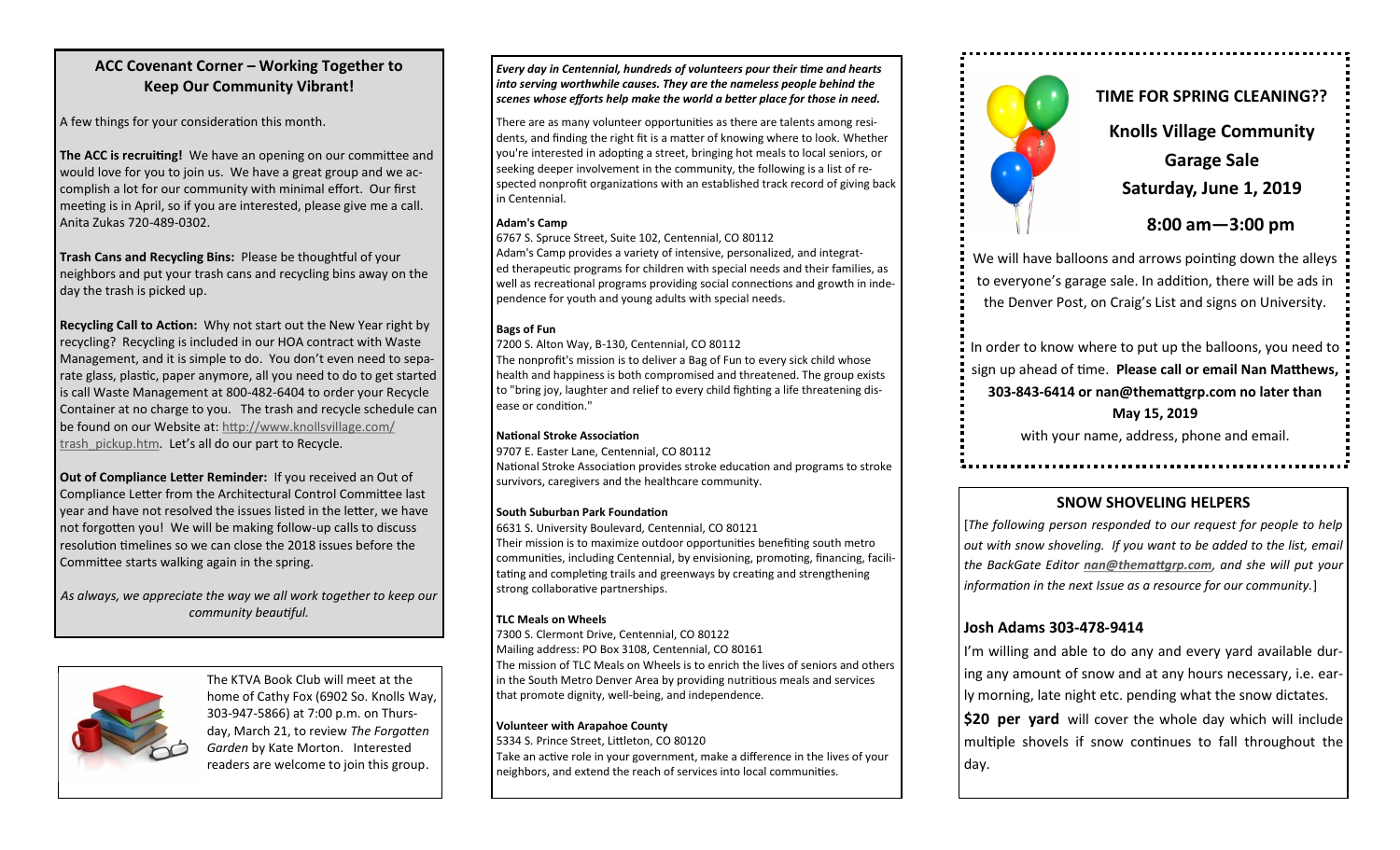## ACC Covenant Corner – Working Together to Keep Our Community Vibrant!

A few things for your consideration this month.

**The ACC is recruiting!** We have an opening on our committee and would love for you to join us. We have a great group and we accomplish a lot for our community with minimal effort. Our first meeting is in April, so if you are interested, please give me a call. Anita Zukas 720-489-0302.

**Trash Cans and Recycling Bins:** Please be thoughtful of your neighbors and put your trash cans and recycling bins away on the day the trash is picked up.

**Recycling Call to Action:** Why not start out the New Year right by recycling? Recycling is included in our HOA contract with Waste Management, and it is simple to do. You don't even need to separate glass, plastic, paper anymore, all you need to do to get started is call Waste Management at 800-482-6404 to order your Recycle Container at no charge to you. The trash and recycle schedule can be found on our Website at: http://www.knollsvillage.com/trash_pickup.htm. Let's all do our part to Recycle.

**Out of Compliance Letter Reminder:** If you received an Out of Compliance Letter from the Architectural Control Committee last year and have not resolved the issues listed in the letter, we have not forgotten you! We will be making follow-up calls to discuss resolution timelines so we can close the 2018 issues before the Committee starts walking again in the spring.

*As always, we appreciate the way we all work together to keep our community beautiful.*

The KTVA Book Club will meet at the home of Cathy Fox (6902 So. Knolls Way, 303-947-5866) at 7:00 p.m. on Thursday, March 21, to review *The Forgotten Garden* by Kate Morton. Interested readers are welcome to join this group.

***Every day in Centennial, hundreds of volunteers pour their time and hearts into serving worthwhile causes. They are the nameless people behind the scenes whose efforts help make the world a better place for those in need.***

There are as many volunteer opportunities as there are talents among residents, and finding the right fit is a matter of knowing where to look. Whether you're interested in adopting a street, bringing hot meals to local seniors, or seeking deeper involvement in the community, the following is a list of respected nonprofit organizations with an established track record of giving back in Centennial.

**Adam's Camp**
6767 S. Spruce Street, Suite 102, Centennial, CO 80112
Adam's Camp provides a variety of intensive, personalized, and integrated therapeutic programs for children with special needs and their families, as well as recreational programs providing social connections and growth in independence for youth and young adults with special needs.

**Bags of Fun**
7200 S. Alton Way, B-130, Centennial, CO 80112
The nonprofit's mission is to deliver a Bag of Fun to every sick child whose health and happiness is both compromised and threatened. The group exists to "bring joy, laughter and relief to every child fighting a life threatening disease or condition."

**National Stroke Association**
9707 E. Easter Lane, Centennial, CO 80112
National Stroke Association provides stroke education and programs to stroke survivors, caregivers and the healthcare community.

**South Suburban Park Foundation**
6631 S. University Boulevard, Centennial, CO 80121
Their mission is to maximize outdoor opportunities benefiting south metro communities, including Centennial, by envisioning, promoting, financing, facilitating and completing trails and greenways by creating and strengthening strong collaborative partnerships.

**TLC Meals on Wheels**
7300 S. Clermont Drive, Centennial, CO 80122
Mailing address: PO Box 3108, Centennial, CO 80161
The mission of TLC Meals on Wheels is to enrich the lives of seniors and others in the South Metro Denver Area by providing nutritious meals and services that promote dignity, well-being, and independence.

**Volunteer with Arapahoe County**
5334 S. Prince Street, Littleton, CO 80120
Take an active role in your government, make a difference in the lives of your neighbors, and extend the reach of services into local communities.

## TIME FOR SPRING CLEANING??

**Knolls Village Community Garage Sale**

**Saturday, June 1, 2019**

**8:00 am—3:00 pm**

We will have balloons and arrows pointing down the alleys to everyone's garage sale. In addition, there will be ads in the Denver Post, on Craig's List and signs on University.

In order to know where to put up the balloons, you need to sign up ahead of time. **Please call or email Nan Matthews, 303-843-6414 or nan@themattgrp.com no later than May 15, 2019** with your name, address, phone and email.

## SNOW SHOVELING HELPERS

[*The following person responded to our request for people to help out with snow shoveling. If you want to be added to the list, email the BackGate Editor **nan@themattgrp.com**, and she will put your information in the next Issue as a resource for our community.*]

### Josh Adams 303-478-9414

I'm willing and able to do any and every yard available during any amount of snow and at any hours necessary, i.e. early morning, late night etc. pending what the snow dictates. **$20 per yard** will cover the whole day which will include multiple shovels if snow continues to fall throughout the day.